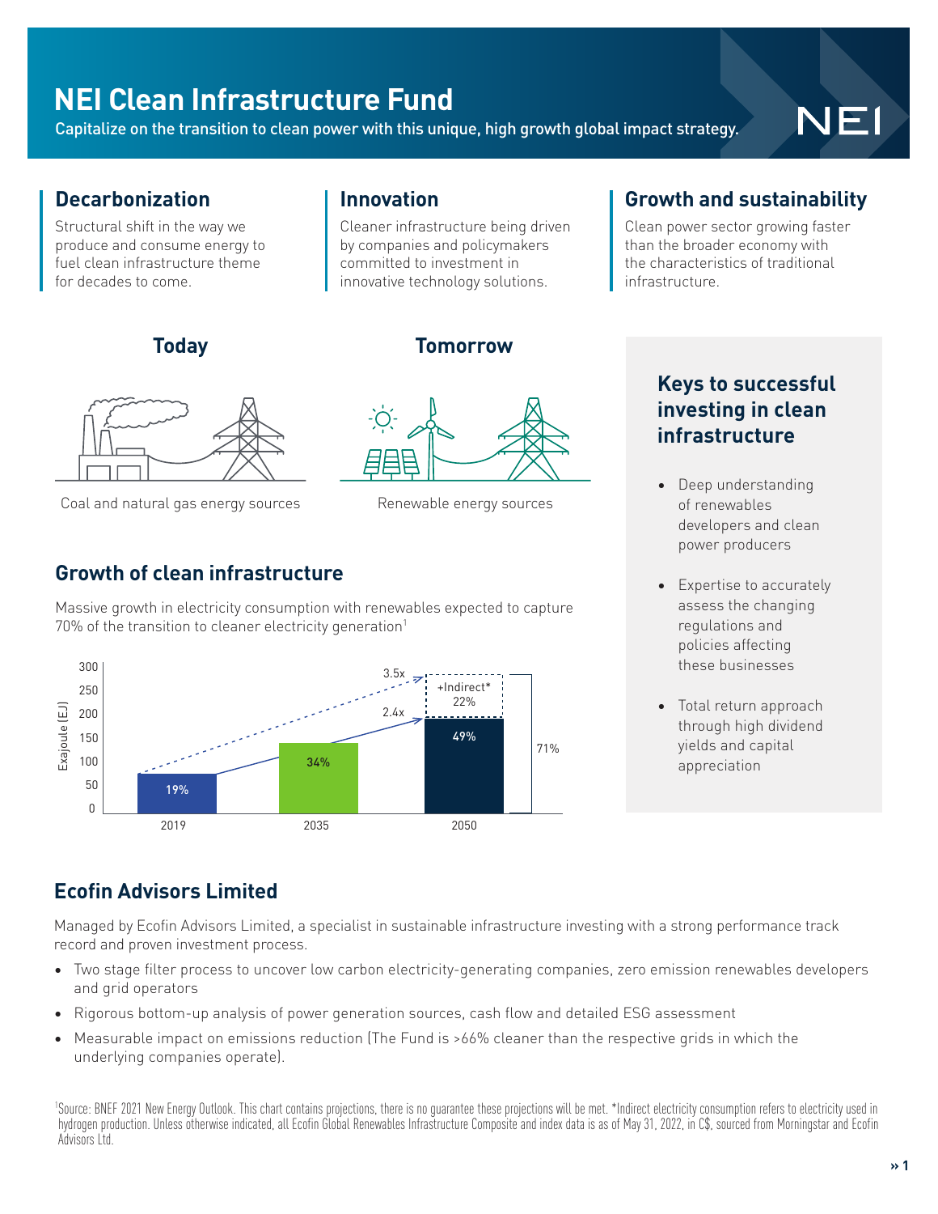# NEI Clean Infrastructure Fund

Capitalize on the transition to clean power with this unique, high growth global impact strategy.

## Decarbonization

Structural shift in the way we produce and consume energy to fuel clean infrastructure theme for decades to come.

## Innovation

Cleaner infrastructure being driven by companies and policymakers committed to investment in innovative technology solutions.

## Growth and sustainability

Clean power sector growing faster than the broader economy with the characteristics of traditional infrastructure.

**Today**

Coal and natural gas energy sources

**Tomorrow**

Renewable energy sources

## Growth of clean infrastructure

Massive growth in electricity consumption with renewables expected to capture 70% of the transition to cleaner electricity generation[1]

| Year | Share |
| --- | --- |
| 2019 | 19% |
| 2035 | 34% |
| 2050 | 49% (+Indirect* 22%; total 71%) |

Exajoule (EJ); growth to 2050: 2.4x (3.5x including indirect)

## Keys to successful investing in clean infrastructure

- Deep understanding of renewables developers and clean power producers
- Expertise to accurately assess the changing regulations and policies affecting these businesses
- Total return approach through high dividend yields and capital appreciation

## Ecofin Advisors Limited

Managed by Ecofin Advisors Limited, a specialist in sustainable infrastructure investing with a strong performance track record and proven investment process.

- Two stage filter process to uncover low carbon electricity-generating companies, zero emission renewables developers and grid operators
- Rigorous bottom-up analysis of power generation sources, cash flow and detailed ESG assessment
- Measurable impact on emissions reduction (The Fund is >66% cleaner than the respective grids in which the underlying companies operate).

[1]Source: BNEF 2021 New Energy Outlook. This chart contains projections, there is no guarantee these projections will be met. *Indirect electricity consumption refers to electricity used in hydrogen production. Unless otherwise indicated, all Ecofin Global Renewables Infrastructure Composite and index data is as of May 31, 2022, in C$, sourced from Morningstar and Ecofin Advisors Ltd.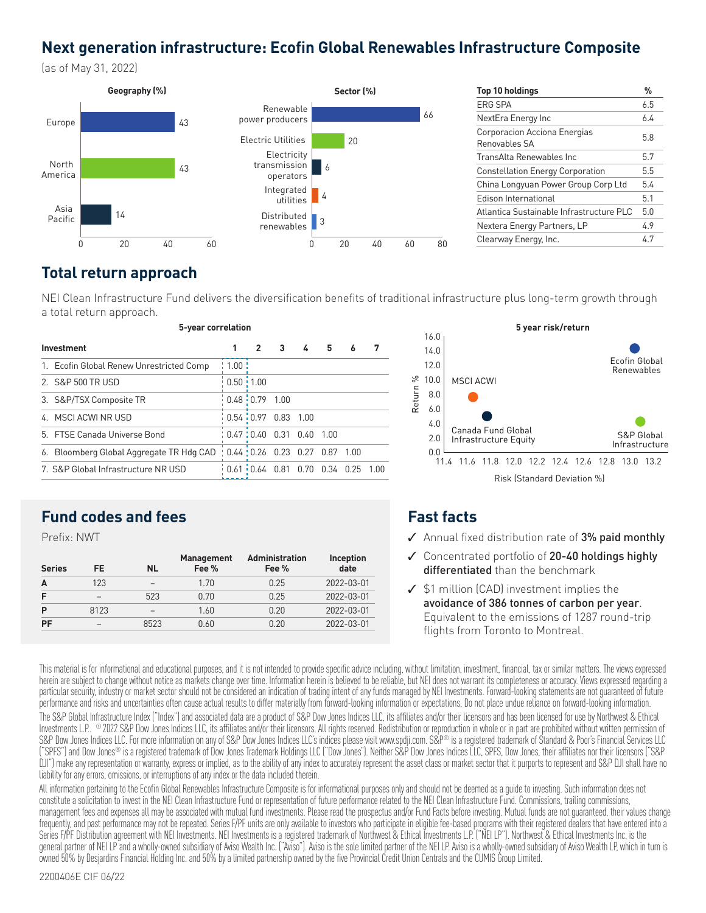## Next generation infrastructure: Ecofin Global Renewables Infrastructure Composite

(as of May 31, 2022)

**Geography (%)**

Europe
43
North America
43
Asia Pacific
14
0 20 40 60

**Sector (%)**

Renewable power producers
66
Electric Utilities
20
Electricity transmission operators
6
Integrated utilities
4
Distributed renewables
3
0 20 40 60 80

| Top 10 holdings | % |
|---|---|
| ERG SPA | 6.5 |
| NextEra Energy Inc | 6.4 |
| Corporacion Acciona Energias Renovables SA | 5.8 |
| TransAlta Renewables Inc | 5.7 |
| Constellation Energy Corporation | 5.5 |
| China Longyuan Power Group Corp Ltd | 5.4 |
| Edison International | 5.1 |
| Atlantica Sustainable Infrastructure PLC | 5.0 |
| Nextera Energy Partners, LP | 4.9 |
| Clearway Energy, Inc. | 4.7 |

## Total return approach

NEI Clean Infrastructure Fund delivers the diversification benefits of traditional infrastructure plus long-term growth through a total return approach.

**5-year correlation**

| Investment | 1 | 2 | 3 | 4 | 5 | 6 | 7 |
|---|---|---|---|---|---|---|---|
| 1. Ecofin Global Renew Unrestricted Comp | 1.00 | | | | | | |
| 2. S&P 500 TR USD | 0.50 | 1.00 | | | | | |
| 3. S&P/TSX Composite TR | 0.48 | 0.79 | 1.00 | | | | |
| 4. MSCI ACWI NR USD | 0.54 | 0.97 | 0.83 | 1.00 | | | |
| 5. FTSE Canada Universe Bond | 0.47 | 0.40 | 0.31 | 0.40 | 1.00 | | |
| 6. Bloomberg Global Aggregate TR Hdg CAD | 0.44 | 0.26 | 0.23 | 0.27 | 0.87 | 1.00 | |
| 7. S&P Global Infrastructure NR USD | 0.61 | 0.64 | 0.81 | 0.70 | 0.34 | 0.25 | 1.00 |

**5 year risk/return**

Return %
16.0 14.0 12.0 10.0 8.0 6.0 4.0 2.0 0.0
11.4 11.6 11.8 12.0 12.2 12.4 12.6 12.8 13.0 13.2
Risk (Standard Deviation %)
Ecofin Global Renewables
MSCI ACWI
Canada Fund Global Infrastructure Equity
S&P Global Infrastructure

## Fund codes and fees

Prefix: NWT

| Series | FE | NL | Management Fee % | Administration Fee % | Inception date |
|---|---|---|---|---|---|
| A | 123 | – | 1.70 | 0.25 | 2022-03-01 |
| F | – | 523 | 0.70 | 0.25 | 2022-03-01 |
| P | 8123 | – | 1.60 | 0.20 | 2022-03-01 |
| PF | – | 8523 | 0.60 | 0.20 | 2022-03-01 |

## Fast facts

- ✓ Annual fixed distribution rate of **3% paid monthly**
- ✓ Concentrated portfolio of **20-40 holdings highly differentiated** than the benchmark
- ✓ $1 million (CAD) investment implies the **avoidance of 386 tonnes of carbon per year**. Equivalent to the emissions of 1287 round-trip flights from Toronto to Montreal.

This material is for informational and educational purposes, and it is not intended to provide specific advice including, without limitation, investment, financial, tax or similar matters. The views expressed herein are subject to change without notice as markets change over time. Information herein is believed to be reliable, but NEI does not warrant its completeness or accuracy. Views expressed regarding a particular security, industry or market sector should not be considered an indication of trading intent of any funds managed by NEI Investments. Forward-looking statements are not guaranteed of future performance and risks and uncertainties often cause actual results to differ materially from forward-looking information or expectations. Do not place undue reliance on forward-looking information.

The S&P Global Infrastructure Index ("Index") and associated data are a product of S&P Dow Jones Indices LLC, its affiliates and/or their licensors and has been licensed for use by Northwest & Ethical Investments L.P.. © 2022 S&P Dow Jones Indices LLC, its affiliates and/or their licensors. All rights reserved. Redistribution or reproduction in whole or in part are prohibited without written permission of S&P Dow Jones Indices LLC. For more information on any of S&P Dow Jones Indices LLC's indices please visit www.spdji.com. S&P® is a registered trademark of Standard & Poor's Financial Services LLC ("SPFS") and Dow Jones® is a registered trademark of Dow Jones Trademark Holdings LLC ("Dow Jones"). Neither S&P Dow Jones Indices LLC, SPFS, Dow Jones, their affiliates nor their licensors ("S&P DJI") make any representation or warranty, express or implied, as to the ability of any index to accurately represent the asset class or market sector that it purports to represent and S&P DJI shall have no liability for any errors, omissions, or interruptions of any index or the data included therein.

All information pertaining to the Ecofin Global Renewables Infrastructure Composite is for informational purposes only and should not be deemed as a guide to investing. Such information does not constitute a solicitation to invest in the NEI Clean Infrastructure Fund or representation of future performance related to the NEI Clean Infrastructure Fund. Commissions, trailing commissions, management fees and expenses all may be associated with mutual fund investments. Please read the prospectus and/or Fund Facts before investing. Mutual funds are not guaranteed, their values change frequently, and past performance may not be repeated. Series F/PF units are only available to investors who participate in eligible fee-based programs with their registered dealers that have entered into a Series F/PF Distribution agreement with NEI Investments. NEI Investments is a registered trademark of Northwest & Ethical Investments L.P. ("NEI LP"). Northwest & Ethical Investments Inc. is the general partner of NEI LP and a wholly-owned subsidiary of Aviso Wealth Inc. ("Aviso"). Aviso is the sole limited partner of the NEI LP. Aviso is a wholly-owned subsidiary of Aviso Wealth LP, which in turn is owned 50% by Desjardins Financial Holding Inc. and 50% by a limited partnership owned by the five Provincial Credit Union Centrals and the CUMIS Group Limited.

2200406E CIF 06/22